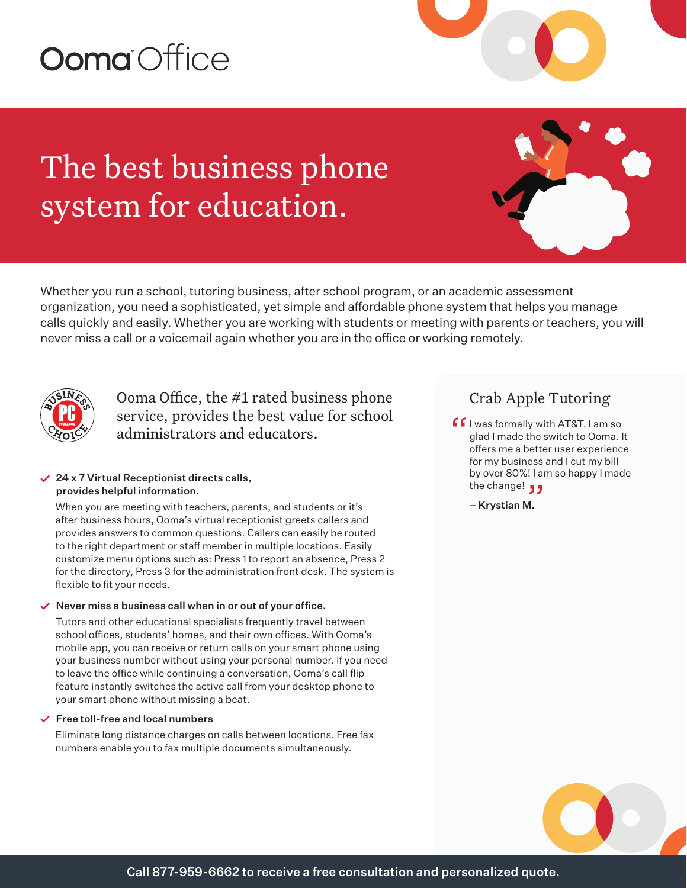# Ooma Office

# The best business phone system for education.

Whether you run a school, tutoring business, after school program, or an academic assessment organization, you need a sophisticated, yet simple and affordable phone system that helps you manage calls quickly and easily. Whether you are working with students or meeting with parents or teachers, you will never miss a call or a voicemail again whether you are in the office or working remotely.

Ooma Office, the #1 rated business phone service, provides the best value for school administrators and educators.

- **24 x 7 Virtual Receptionist directs calls, provides helpful information.**

  When you are meeting with teachers, parents, and students or it's after business hours, Ooma's virtual receptionist greets callers and provides answers to common questions. Callers can easily be routed to the right department or staff member in multiple locations. Easily customize menu options such as: Press 1 to report an absence, Press 2 for the directory, Press 3 for the administration front desk. The system is flexible to fit your needs.

- **Never miss a business call when in or out of your office.**

  Tutors and other educational specialists frequently travel between school offices, students' homes, and their own offices. With Ooma's mobile app, you can receive or return calls on your smart phone using your business number without using your personal number. If you need to leave the office while continuing a conversation, Ooma's call flip feature instantly switches the active call from your desktop phone to your smart phone without missing a beat.

- **Free toll-free and local numbers**

  Eliminate long distance charges on calls between locations. Free fax numbers enable you to fax multiple documents simultaneously.

## Crab Apple Tutoring

"I was formally with AT&T. I am so glad I made the switch to Ooma. It offers me a better user experience for my business and I cut my bill by over 80%! I am so happy I made the change!"

– **Krystian M.**

**Call 877-959-6662 to receive a free consultation and personalized quote.**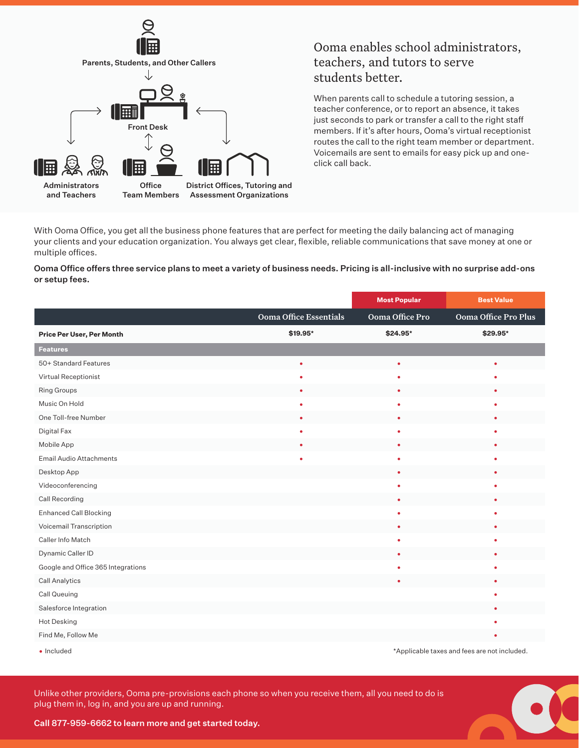Parents, Students, and Other Callers

Front Desk

Administrators and Teachers

Office Team Members

District Offices, Tutoring and Assessment Organizations

## Ooma enables school administrators, teachers, and tutors to serve students better.

When parents call to schedule a tutoring session, a teacher conference, or to report an absence, it takes just seconds to park or transfer a call to the right staff members. If it's after hours, Ooma's virtual receptionist routes the call to the right team member or department. Voicemails are sent to emails for easy pick up and one-click call back.

With Ooma Office, you get all the business phone features that are perfect for meeting the daily balancing act of managing your clients and your education organization. You always get clear, flexible, reliable communications that save money at one or multiple offices.

**Ooma Office offers three service plans to meet a variety of business needs. Pricing is all-inclusive with no surprise add-ons or setup fees.**

| | | Most Popular | Best Value |
|---|---|---|---|
| | **Ooma Office Essentials** | **Ooma Office Pro** | **Ooma Office Pro Plus** |
| **Price Per User, Per Month** | **$19.95*** | **$24.95*** | **$29.95*** |
| **Features** | | | |
| 50+ Standard Features | • | • | • |
| Virtual Receptionist | • | • | • |
| Ring Groups | • | • | • |
| Music On Hold | • | • | • |
| One Toll-free Number | • | • | • |
| Digital Fax | • | • | • |
| Mobile App | • | • | • |
| Email Audio Attachments | • | • | • |
| Desktop App | | • | • |
| Videoconferencing | | • | • |
| Call Recording | | • | • |
| Enhanced Call Blocking | | • | • |
| Voicemail Transcription | | • | • |
| Caller Info Match | | • | • |
| Dynamic Caller ID | | • | • |
| Google and Office 365 Integrations | | • | • |
| Call Analytics | | • | • |
| Call Queuing | | | • |
| Salesforce Integration | | | • |
| Hot Desking | | | • |
| Find Me, Follow Me | | | • |

• Included

*Applicable taxes and fees are not included.

Unlike other providers, Ooma pre-provisions each phone so when you receive them, all you need to do is plug them in, log in, and you are up and running.

**Call 877-959-6662 to learn more and get started today.**